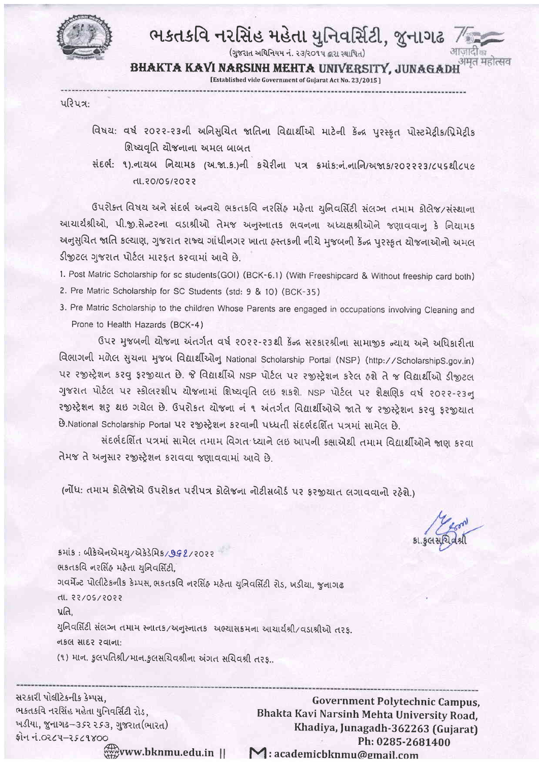# ભકતકવિ નરસિંહ મહેતા યુનિવર્સિટી, જુનાગઢ

(ગુજરાત અધિનિયમ નં. ૨૩/૨૦૧૫ દ્વારા સ્થાપિત)

## BHAKTA KAVI NARSINH MEHTA UNIVERSITY, JUNAGADH

[Established vide Government of Gujarat Act No. 23/2015]

---

પરિપત્ર:

વિષય: વર્ષ ૨૦૨૨-૨૩ની અનિસુચિત જાતિના વિદ્યાર્થીઓ માટેની કેંન્દ્ર પુરસ્કૃત પોસ્ટમેટ્રીક/પ્રિમેટ્રીક શિષ્યવૃતિ યોજનાના અમલ બાબત

સંદર્ભ: ૧).નાયબ નિયામક (અ.જા.ક.)ની કચેરીના પત્ર ક્રમાંક:નં.નાનિ/અજાક/૨૦૨૨૨૩/૮૫૬થી૮૫૯ તા.૨૦/૦૬/૨૦૨૨

ઉપરોક્ત વિષય અને સંદર્ભ અન્વયે ભકતકવિ નરસિંહ મહેતા યુનિવર્સિટી સંલગ્ન તમામ કોલેજ/સંસ્થાના આચાર્યશ્રીઓ, પી.જી.સેન્ટરના વડાશ્રીઓ તેમજ અનુસ્નાતક ભવનના અધ્યક્ષશ્રીઓને જણાવવાનુ કે નિયામક અનુસુચિત જાતિ કલ્યાણ, ગુજરાત રાજ્ય ગાંધીનગર ખાતા હસ્તકની નીચે મુજબની કેંન્દ્ર પુરસ્કૃત યોજનાઓનો અમલ ડીજીટલ ગુજરાત પોર્ટલ મારફત કરવામાં આવે છે.

1. Post Matric Scholarship for sc students(GOI) (BCK-6.1) (With Freeshipcard & Without freeship card both)
2. Pre Matric Scholarship for SC Students (std: 9 & 10) (BCK-35)
3. Pre Matric Scholarship to the children Whose Parents are engaged in occupations involving Cleaning and Prone to Health Hazards (BCK-4)

ઉપર મુજબની યોજના અંતર્ગત વર્ષ ૨૦૨૨-૨૩થી કેંન્દ્ર સરકારશ્રીના સામાજીક ન્યાય અને અધિકારીતા વિભાગની મળેલ સુચના મુજબ વિદ્યાર્થીઓનુ National Scholarship Portal (NSP) (http://ScholarshipS.gov.in) પર રજીસ્ટ્રેશન કરવુ ફરજીયાત છે. જે વિદ્યાર્થીએ NSP પોર્ટલ પર રજીસ્ટ્રેશન કરેલ હશે તે જ વિદ્યાર્થીઓ ડીજીટલ ગુજરાત પોર્ટલ પર સ્કોલરશીપ યોજનામાં શિષ્યવૃતિ લઇ શકશે. NSP પોર્ટલ પર શૈક્ષણિક વર્ષ ૨૦૨૨-૨૩નુ રજીસ્ટ્રેશન શરૂ થઇ ગયેલ છે. ઉપરોકત યોજના નં ૧ અંતર્ગત વિદ્યાર્થીઓએ જાતે જ રજીસ્ટ્રેશન કરવુ ફરજીયાત છે.National Scholarship Portal પર રજીસ્ટ્રેશન કરવાની પધ્ધતી સંદર્ભદર્શિત પત્રમાં સામેલ છે.

સંદર્ભદર્શિત પત્રમાં સામેલ તમામ વિગત ધ્યાને લઇ આપની કક્ષાએથી તમામ વિદ્યાર્થીઓને જાણ કરવા તેમજ તે અનુસાર રજીસ્ટ્રેશન કરાવવા જણાવવામાં આવે છે.

(નોંધ: તમામ કોલેજોએ ઉપરોકત પરીપત્ર કોલેજના નોટીસબોર્ડ પર ફરજીયાત લગાવવાનો રહેશે.)

કા.કુલસચિવશ્રી

ક્રમાંક : બીકેએનએમયુ/એકેડેમિક/૭૬૨/૨૦૨૨
ભકતકવિ નરસિંહ મહેતા યુનિવર્સિટી,
ગવર્મેન્ટ પોલીટેકનીક કેમ્પસ, ભકતકવિ નરસિંહ મહેતા યુનિવર્સિટી રોડ, ખડીયા, જુનાગઢ
તા. ૨૨/૦૬/૨૦૨૨

પ્રતિ,
યુનિવર્સિટી સંલગ્ન તમામ સ્નાતક/અનુસ્નાતક અભ્યાસક્રમના આચાર્યશ્રી/વડાશ્રીઓ તરફ.

નકલ સાદર રવાના:
(૧) માન. કુલપતિશ્રી/માન.કુલસચિવશ્રીના અંગત સચિવશ્રી તરફ..

---

સરકારી પોલીટેકનીક કેમ્પસ,
ભકતકવિ નરસિંહ મહેતા યુનિવર્સિટી રોડ,
ખડીયા, જુનાગઢ-૩૬૨ ૨૬૩, ગુજરાત(ભારત)
ફોન નં.૦૨૮૫-૨૬૮૧૪૦૦

Government Polytechnic Campus,
Bhakta Kavi Narsinh Mehta University Road,
Khadiya, Junagadh-362263 (Gujarat)
Ph: 0285-2681400

www.bknmu.edu.in || academicbknmu@gmail.com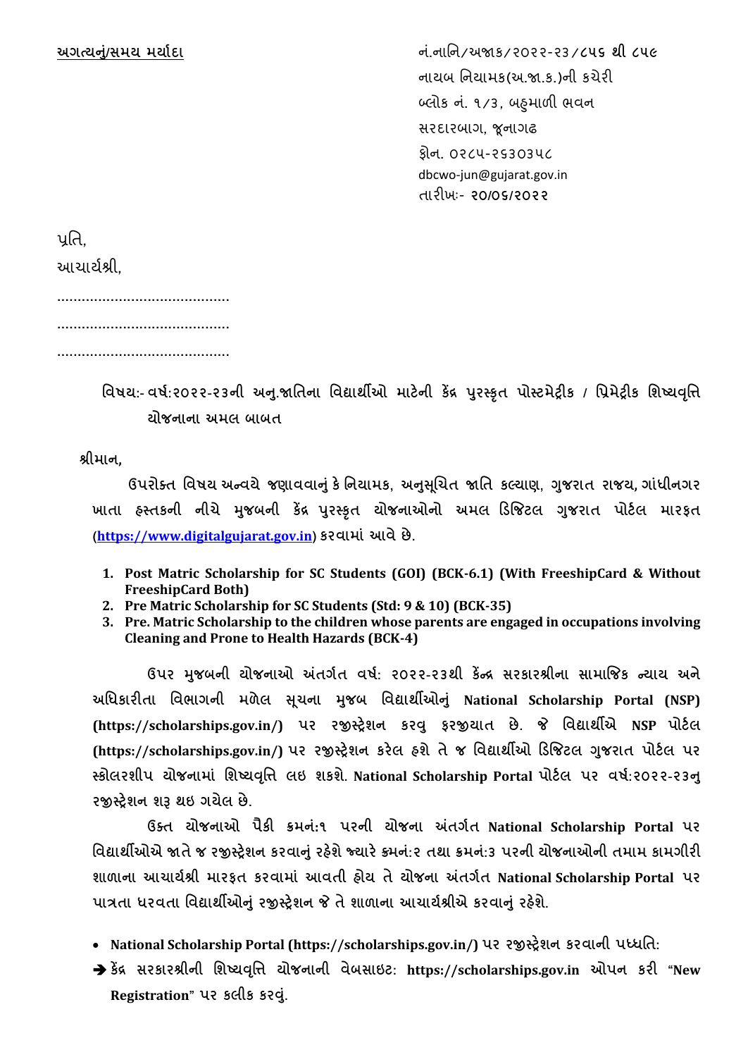**<u>અગત્યનું/સમય મર્યાદા</u>**

નં.નાનિ/અજાક/૨૦૨૨-૨૩/૮૫૬ થી ૮૫૯
નાયબ નિયામક(અ.જા.ક.)ની કચેરી
બ્લોક નં. ૧/૩, બહુમાળી ભવન
સરદારબાગ, જૂનાગઢ
ફોન. ૦૨૮૫-૨૬૩૦૩૫૮
dbcwo-jun@gujarat.gov.in
તારીખઃ- **૨૦/૦૬/૨૦૨૨**

પ્રતિ,
આચાર્યશ્રી,
..........................................
..........................................
..........................................

**વિષય:- વર્ષ:૨૦૨૨-૨૩ની અનુ.જાતિના વિદ્યાર્થીઓ માટેની કેંદ્ર પુરસ્કૃત પોસ્ટમેટ્રીક / પ્રિમેટ્રીક શિષ્યવૃત્તિ યોજનાના અમલ બાબત**

**શ્રીમાન,**

ઉપરોક્ત વિષય અન્વયે જણાવવાનું કે નિયામક, અનુસૂચિત જાતિ કલ્યાણ, ગુજરાત રાજય, ગાંધીનગર ખાતા હસ્તકની નીચે મુજબની કેંદ્ર પુરસ્કૃત યોજનાઓનો અમલ ડિજિટલ ગુજરાત પોર્ટલ મારફત (**https://www.digitalgujarat.gov.in**) કરવામાં આવે છે.

1. **Post Matric Scholarship for SC Students (GOI) (BCK-6.1) (With FreeshipCard & Without FreeshipCard Both)**
2. **Pre Matric Scholarship for SC Students (Std: 9 & 10) (BCK-35)**
3. **Pre. Matric Scholarship to the children whose parents are engaged in occupations involving Cleaning and Prone to Health Hazards (BCK-4)**

ઉપર મુજબની યોજનાઓ અંતર્ગત વર્ષ: ૨૦૨૨-૨૩થી કેંન્દ્ર સરકારશ્રીના સામાજિક ન્યાય અને અધિકારીતા વિભાગની મળેલ સૂચના મુજબ વિદ્યાર્થીઓનું **National Scholarship Portal (NSP) (https://scholarships.gov.in/)** પર રજીસ્ટ્રેશન કરવુ ફરજીયાત છે. જે વિદ્યાર્થીએ **NSP** પોર્ટલ **(https://scholarships.gov.in/)** પર રજીસ્ટ્રેશન કરેલ હશે તે જ વિદ્યાર્થીઓ ડિજિટલ ગુજરાત પોર્ટલ પર સ્કોલરશીપ યોજનામાં શિષ્યવૃત્તિ લઇ શકશે. **National Scholarship Portal** પોર્ટલ પર વર્ષ:૨૦૨૨-૨૩નુ રજીસ્ટ્રેશન શરૂ થઇ ગયેલ છે.

ઉક્ત યોજનાઓ પૈકી ક્રમનં:૧ પરની યોજના અંતર્ગત **National Scholarship Portal** પર વિદ્યાર્થીઓએ જાતે જ રજીસ્ટ્રેશન કરવાનું રહેશે જ્યારે ક્રમનં:૨ તથા ક્રમનં:૩ પરની યોજનાઓની તમામ કામગીરી શાળાના આચાર્યશ્રી મારફત કરવામાં આવતી હોય તે યોજના અંતર્ગત **National Scholarship Portal** પર પાત્રતા ધરવતા વિદ્યાર્થીઓનું રજીસ્ટ્રેશન જે તે શાળાના આચાર્યશ્રીએ કરવાનું રહેશે.

- **National Scholarship Portal (https://scholarships.gov.in/) પર રજીસ્ટ્રેશન કરવાની પધ્ધતિ:**

➔ **કેંદ્ર સરકારશ્રીની શિષ્યવૃત્તિ યોજનાની વેબસાઇટ: https://scholarships.gov.in ઓપન કરી "New Registration" પર કલીક કરવું.**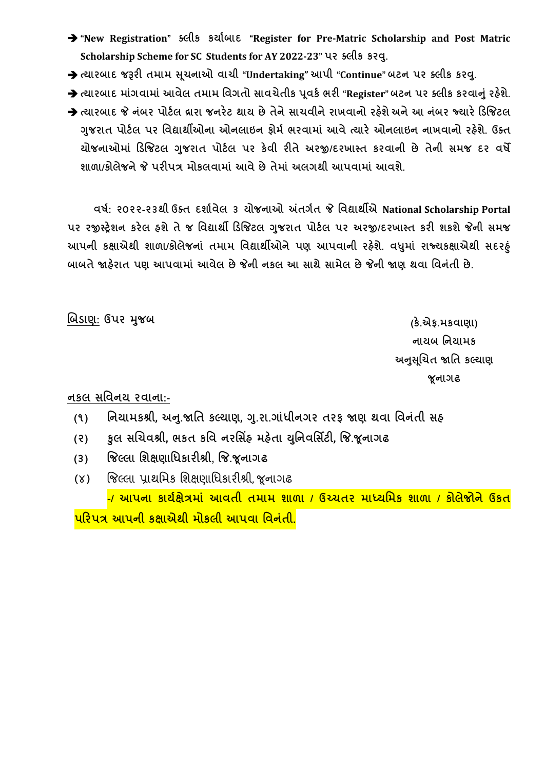- ➔ **"New Registration"** ક્લીક કર્યાબાદ **"Register for Pre-Matric Scholarship and Post Matric Scholarship Scheme for SC Students for AY 2022-23"** પર ક્લીક કરવુ.
- ➔ ત્યારબાદ જરૂરી તમામ સૂચનાઓ વાચી **"Undertaking"** આપી **"Continue"** બટન પર ક્લીક કરવુ.
- ➔ ત્યારબાદ માંગવામાં આવેલ તમામ વિગતો સાવચેતીક પૂવર્ક ભરી **"Register"** બટન પર ક્લીક કરવાનું રહેશે.
- ➔ ત્યારબાદ જે નંબર પોર્ટલ દ્વારા જનરેટ થાય છે તેને સાચવીને રાખવાનો રહેશે અને આ નંબર જ્યારે ડિજિટલ ગુજરાત પોર્ટલ પર વિદ્યાર્થીઓના ઓનલાઇન ફોર્મ ભરવામાં આવે ત્યારે ઓનલાઇન નાખવાનો રહેશે. ઉક્ત યોજનાઓમાં ડિજિટલ ગુજરાત પોર્ટલ પર કેવી રીતે અરજી/દરખાસ્ત કરવાની છે તેની સમજ દર વર્ષે શાળા/કોલેજને જે પરીપત્ર મોકલવામાં આવે છે તેમાં અલગથી આપવામાં આવશે.

વર્ષ: ૨૦૨૨-૨૩થી ઉક્ત દર્શાવેલ ૩ યોજનાઓ અંતર્ગત જે વિદ્યાર્થીએ **National Scholarship Portal** પર રજીસ્ટ્રેશન કરેલ હશે તે જ વિદ્યાર્થી ડિજિટલ ગુજરાત પોર્ટલ પર અરજી/દરખાસ્ત કરી શકશે જેની સમજ આપની કક્ષાએથી શાળા/કોલેજનાં તમામ વિદ્યાર્થીઓને પણ આપવાની રહેશે. વધુમાં રાજ્યકક્ષાએથી સદરહું બાબતે જાહેરાત પણ આપવામાં આવેલ છે જેની નકલ આ સાથે સામેલ છે જેની જાણ થવા વિનંતી છે.

**બિડાણ: ઉપર મુજબ**

(કે.એફ.મકવાણા)
નાયબ નિયામક
અનુસૂચિત જાતિ કલ્યાણ
જૂનાગઢ

**નકલ સવિનય રવાના:-**

(૧) નિયામકશ્રી, અનુ.જાતિ કલ્યાણ, ગુ.રા.ગાંધીનગર તરફ જાણ થવા વિનંતી સહ
(૨) કુલ સચિવશ્રી, ભકત કવિ નરસિંહ મહેતા યુનિવર્સિટી, જિ.જૂનાગઢ
(3) જિલ્લા શિક્ષણાધિકારીશ્રી, જિ.જૂનાગઢ
(૪) જિલ્લા પ્રાથમિક શિક્ષણાધિકારીશ્રી, જૂનાગઢ

**-/ આપના કાર્યક્ષેત્રમાં આવતી તમામ શાળા / ઉચ્ચતર માધ્યમિક શાળા / કોલેજોને ઉકત પરિપત્ર આપની કક્ષાએથી મોકલી આપવા વિનંતી.**